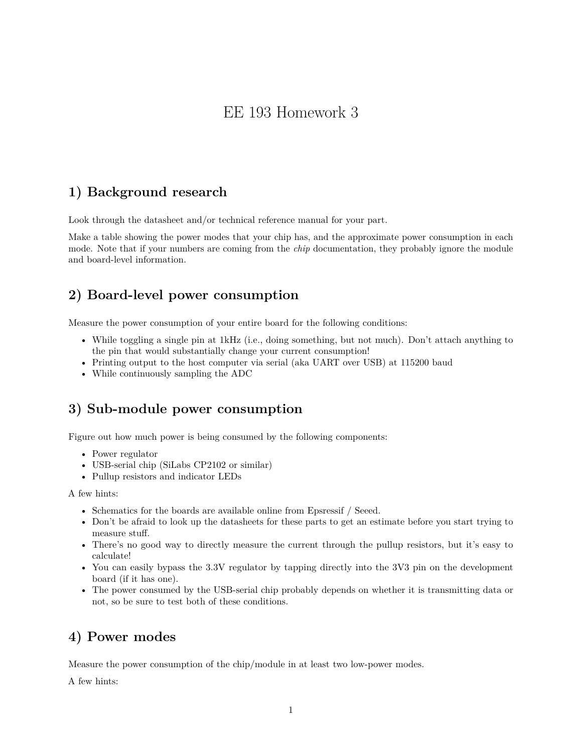# EE 193 Homework 3

## 1) Background research

Look through the datasheet and/or technical reference manual for your part.

Make a table showing the power modes that your chip has, and the approximate power consumption in each mode. Note that if your numbers are coming from the *chip* documentation, they probably ignore the module and board-level information.

## 2) Board-level power consumption

Measure the power consumption of your entire board for the following conditions:

- While toggling a single pin at 1kHz (i.e., doing something, but not much). Don't attach anything to the pin that would substantially change your current consumption!
- Printing output to the host computer via serial (aka UART over USB) at 115200 baud
- While continuously sampling the ADC

## 3) Sub-module power consumption

Figure out how much power is being consumed by the following components:

- Power regulator
- USB-serial chip (SiLabs CP2102 or similar)
- Pullup resistors and indicator LEDs

A few hints:

- Schematics for the boards are available online from Epsressif / Seeed.
- Don't be afraid to look up the datasheets for these parts to get an estimate before you start trying to measure stuff.
- There's no good way to directly measure the current through the pullup resistors, but it's easy to calculate!
- You can easily bypass the 3.3V regulator by tapping directly into the 3V3 pin on the development board (if it has one).
- The power consumed by the USB-serial chip probably depends on whether it is transmitting data or not, so be sure to test both of these conditions.

## 4) Power modes

Measure the power consumption of the chip/module in at least two low-power modes.

A few hints: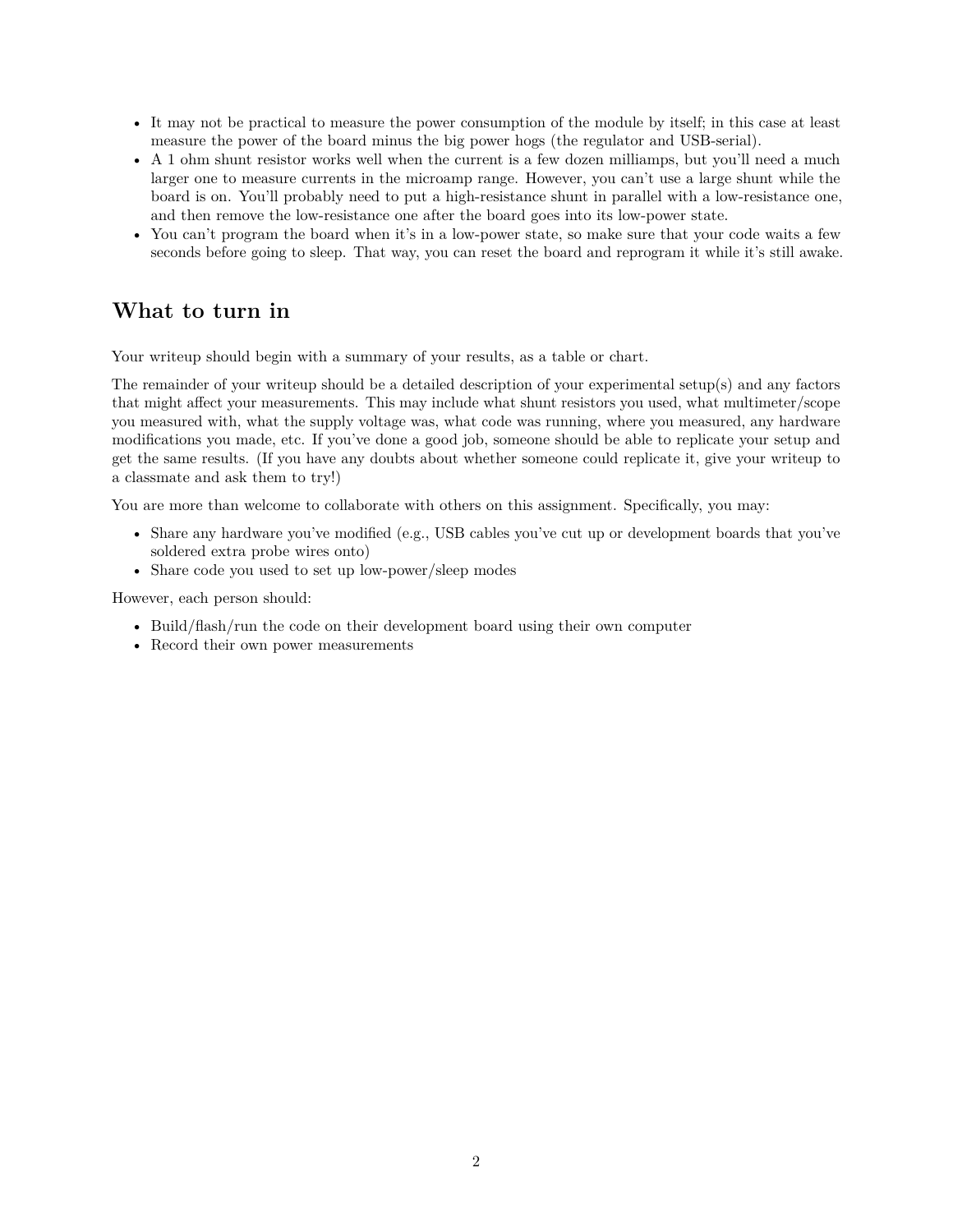- It may not be practical to measure the power consumption of the module by itself; in this case at least measure the power of the board minus the big power hogs (the regulator and USB-serial).
- A 1 ohm shunt resistor works well when the current is a few dozen milliamps, but you'll need a much larger one to measure currents in the microamp range. However, you can't use a large shunt while the board is on. You'll probably need to put a high-resistance shunt in parallel with a low-resistance one, and then remove the low-resistance one after the board goes into its low-power state.
- You can't program the board when it's in a low-power state, so make sure that your code waits a few seconds before going to sleep. That way, you can reset the board and reprogram it while it's still awake.

## What to turn in

Your writeup should begin with a summary of your results, as a table or chart.

The remainder of your writeup should be a detailed description of your experimental setup(s) and any factors that might affect your measurements. This may include what shunt resistors you used, what multimeter/scope you measured with, what the supply voltage was, what code was running, where you measured, any hardware modifications you made, etc. If you've done a good job, someone should be able to replicate your setup and get the same results. (If you have any doubts about whether someone could replicate it, give your writeup to a classmate and ask them to try!)

You are more than welcome to collaborate with others on this assignment. Specifically, you may:

- Share any hardware you've modified (e.g., USB cables you've cut up or development boards that you've soldered extra probe wires onto)
- Share code you used to set up low-power/sleep modes

However, each person should:

- Build/flash/run the code on their development board using their own computer
- Record their own power measurements